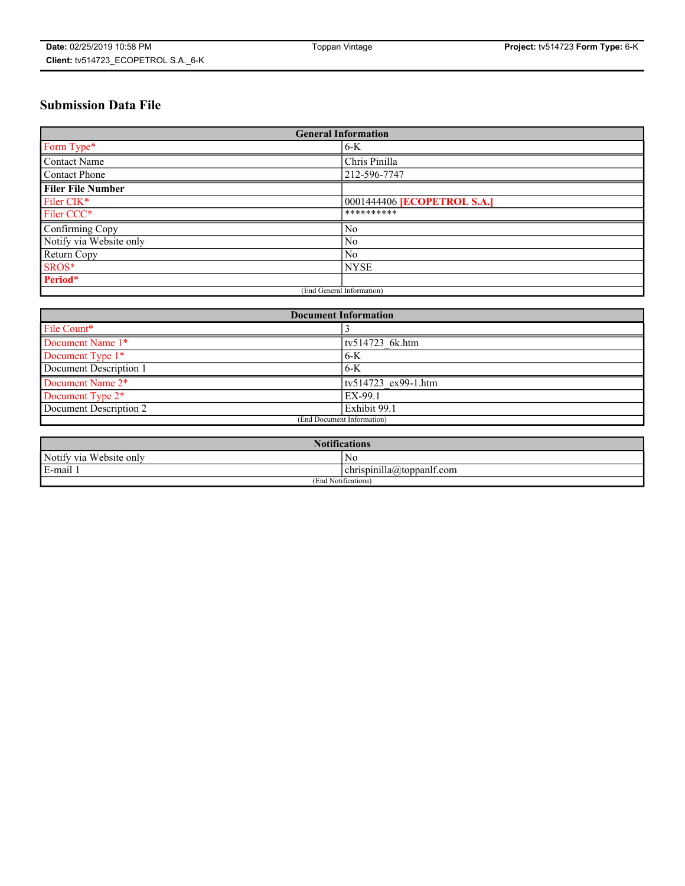# Submission Data File

| General Information | |
|---|---|
| Form Type* | 6-K |
| Contact Name | Chris Pinilla |
| Contact Phone | 212-596-7747 |
| **Filer File Number** | |
| Filer CIK* | 0001444406 **[ECOPETROL S.A.]** |
| Filer CCC* | ********** |
| Confirming Copy | No |
| Notify via Website only | No |
| Return Copy | No |
| SROS* | NYSE |
| **Period*** | |
| (End General Information) | |

| Document Information | |
|---|---|
| File Count* | 3 |
| Document Name 1* | tv514723_6k.htm |
| Document Type 1* | 6-K |
| Document Description 1 | 6-K |
| Document Name 2* | tv514723_ex99-1.htm |
| Document Type 2* | EX-99.1 |
| Document Description 2 | Exhibit 99.1 |
| (End Document Information) | |

| Notifications | |
|---|---|
| Notify via Website only | No |
| E-mail 1 | chrispinilla@toppanlf.com |
| (End Notifications) | |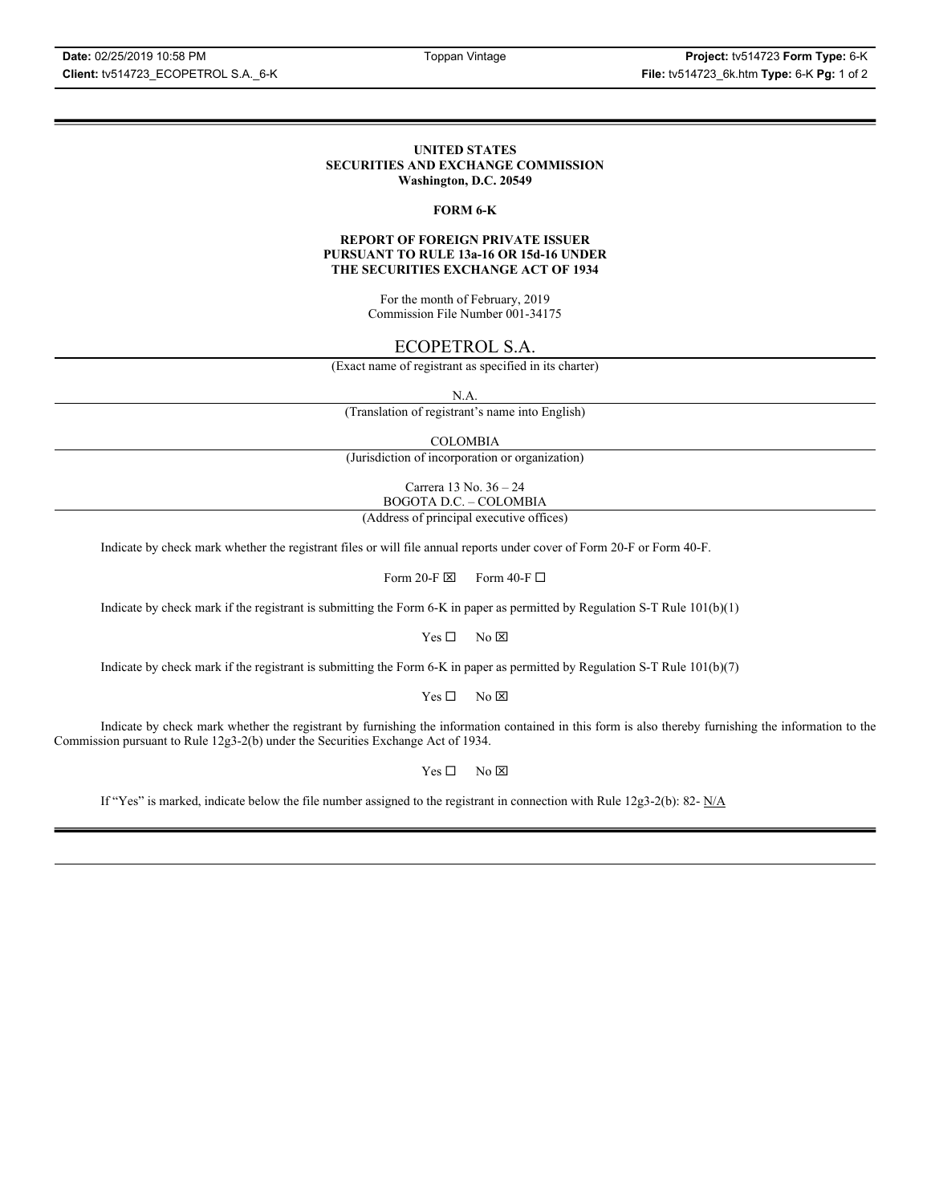**UNITED STATES**
**SECURITIES AND EXCHANGE COMMISSION**
**Washington, D.C. 20549**

**FORM 6-K**

**REPORT OF FOREIGN PRIVATE ISSUER**
**PURSUANT TO RULE 13a-16 OR 15d-16 UNDER**
**THE SECURITIES EXCHANGE ACT OF 1934**

For the month of February, 2019
Commission File Number 001-34175

ECOPETROL S.A.

(Exact name of registrant as specified in its charter)

N.A.

(Translation of registrant's name into English)

COLOMBIA

(Jurisdiction of incorporation or organization)

Carrera 13 No. 36 – 24
BOGOTA D.C. – COLOMBIA

(Address of principal executive offices)

Indicate by check mark whether the registrant files or will file annual reports under cover of Form 20-F or Form 40-F.

Form 20-F ☒ Form 40-F ☐

Indicate by check mark if the registrant is submitting the Form 6-K in paper as permitted by Regulation S-T Rule 101(b)(1)

Yes ☐ No ☒

Indicate by check mark if the registrant is submitting the Form 6-K in paper as permitted by Regulation S-T Rule 101(b)(7)

Yes ☐ No ☒

Indicate by check mark whether the registrant by furnishing the information contained in this form is also thereby furnishing the information to the Commission pursuant to Rule 12g3-2(b) under the Securities Exchange Act of 1934.

Yes ☐ No ☒

If "Yes" is marked, indicate below the file number assigned to the registrant in connection with Rule 12g3-2(b): 82- N/A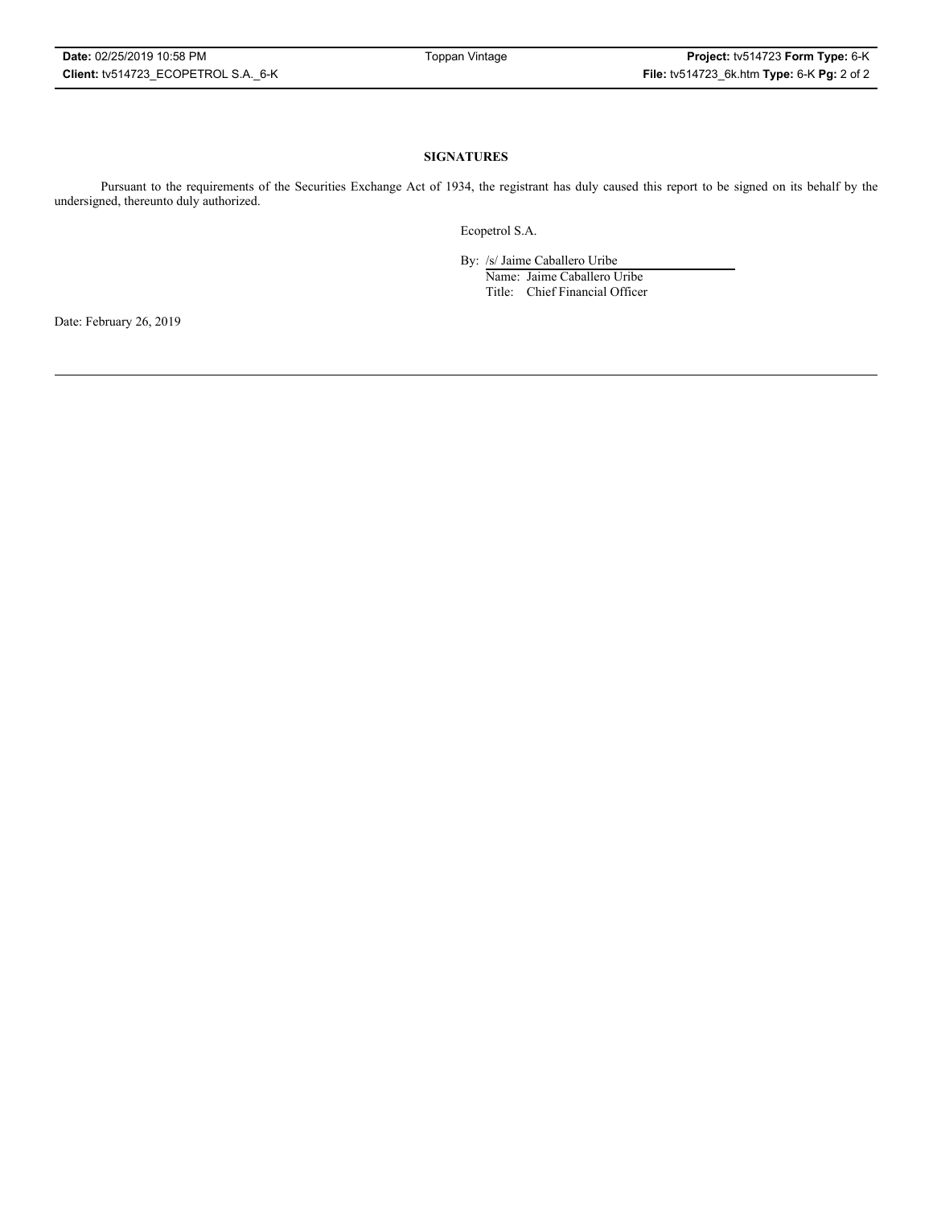**SIGNATURES**

Pursuant to the requirements of the Securities Exchange Act of 1934, the registrant has duly caused this report to be signed on its behalf by the undersigned, thereunto duly authorized.

Ecopetrol S.A.

By: /s/ Jaime Caballero Uribe

Name: Jaime Caballero Uribe

Title: Chief Financial Officer

Date: February 26, 2019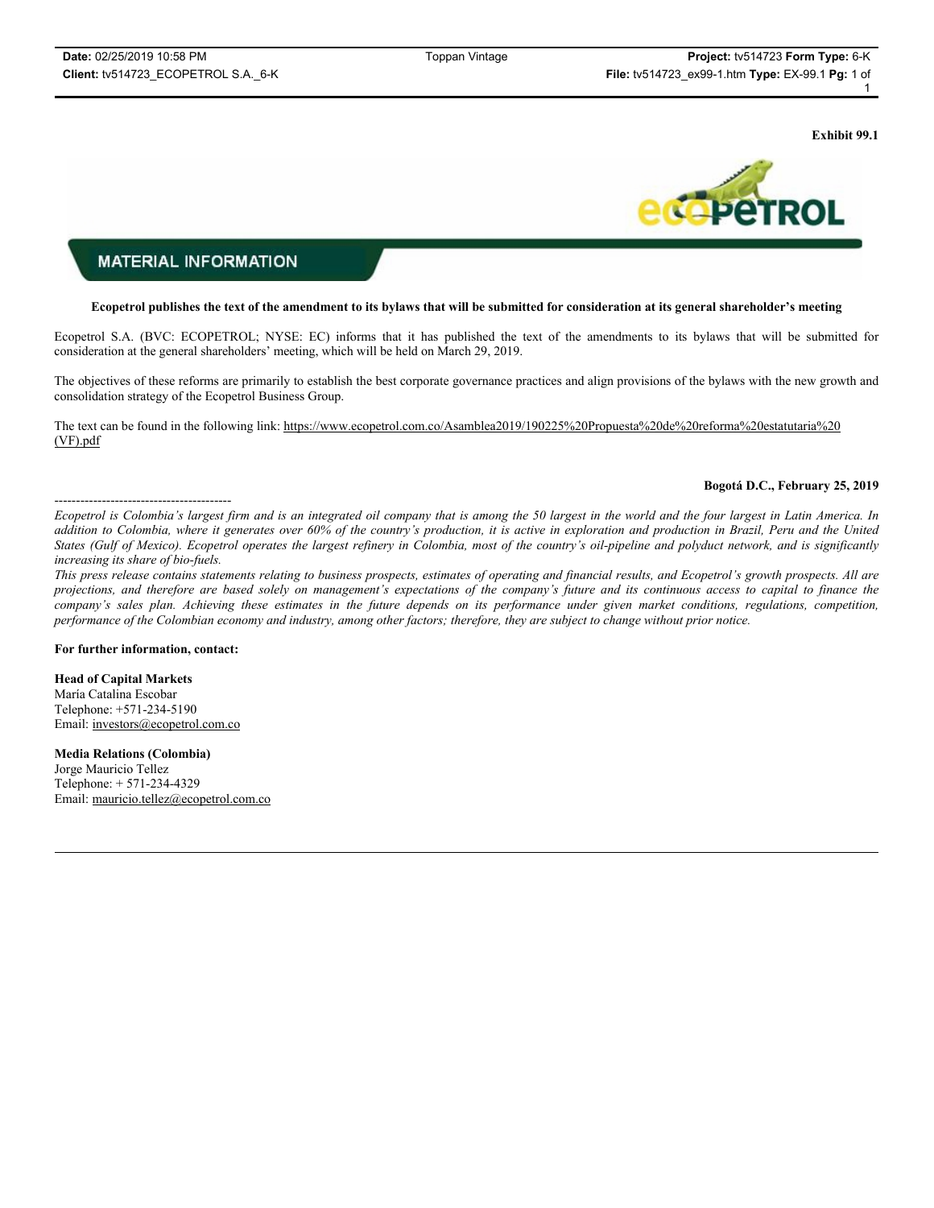**Exhibit 99.1**

**MATERIAL INFORMATION**

**Ecopetrol publishes the text of the amendment to its bylaws that will be submitted for consideration at its general shareholder's meeting**

Ecopetrol S.A. (BVC: ECOPETROL; NYSE: EC) informs that it has published the text of the amendments to its bylaws that will be submitted for consideration at the general shareholders' meeting, which will be held on March 29, 2019.

The objectives of these reforms are primarily to establish the best corporate governance practices and align provisions of the bylaws with the new growth and consolidation strategy of the Ecopetrol Business Group.

The text can be found in the following link: https://www.ecopetrol.com.co/Asamblea2019/190225%20Propuesta%20de%20reforma%20estatutaria%20(VF).pdf

**Bogotá D.C., February 25, 2019**

------------------------------------------

*Ecopetrol is Colombia's largest firm and is an integrated oil company that is among the 50 largest in the world and the four largest in Latin America. In addition to Colombia, where it generates over 60% of the country's production, it is active in exploration and production in Brazil, Peru and the United States (Gulf of Mexico). Ecopetrol operates the largest refinery in Colombia, most of the country's oil-pipeline and polyduct network, and is significantly increasing its share of bio-fuels.*

*This press release contains statements relating to business prospects, estimates of operating and financial results, and Ecopetrol's growth prospects. All are projections, and therefore are based solely on management's expectations of the company's future and its continuous access to capital to finance the company's sales plan. Achieving these estimates in the future depends on its performance under given market conditions, regulations, competition, performance of the Colombian economy and industry, among other factors; therefore, they are subject to change without prior notice.*

**For further information, contact:**

**Head of Capital Markets**
María Catalina Escobar
Telephone: +571-234-5190
Email: investors@ecopetrol.com.co

**Media Relations (Colombia)**
Jorge Mauricio Tellez
Telephone: + 571-234-4329
Email: mauricio.tellez@ecopetrol.com.co